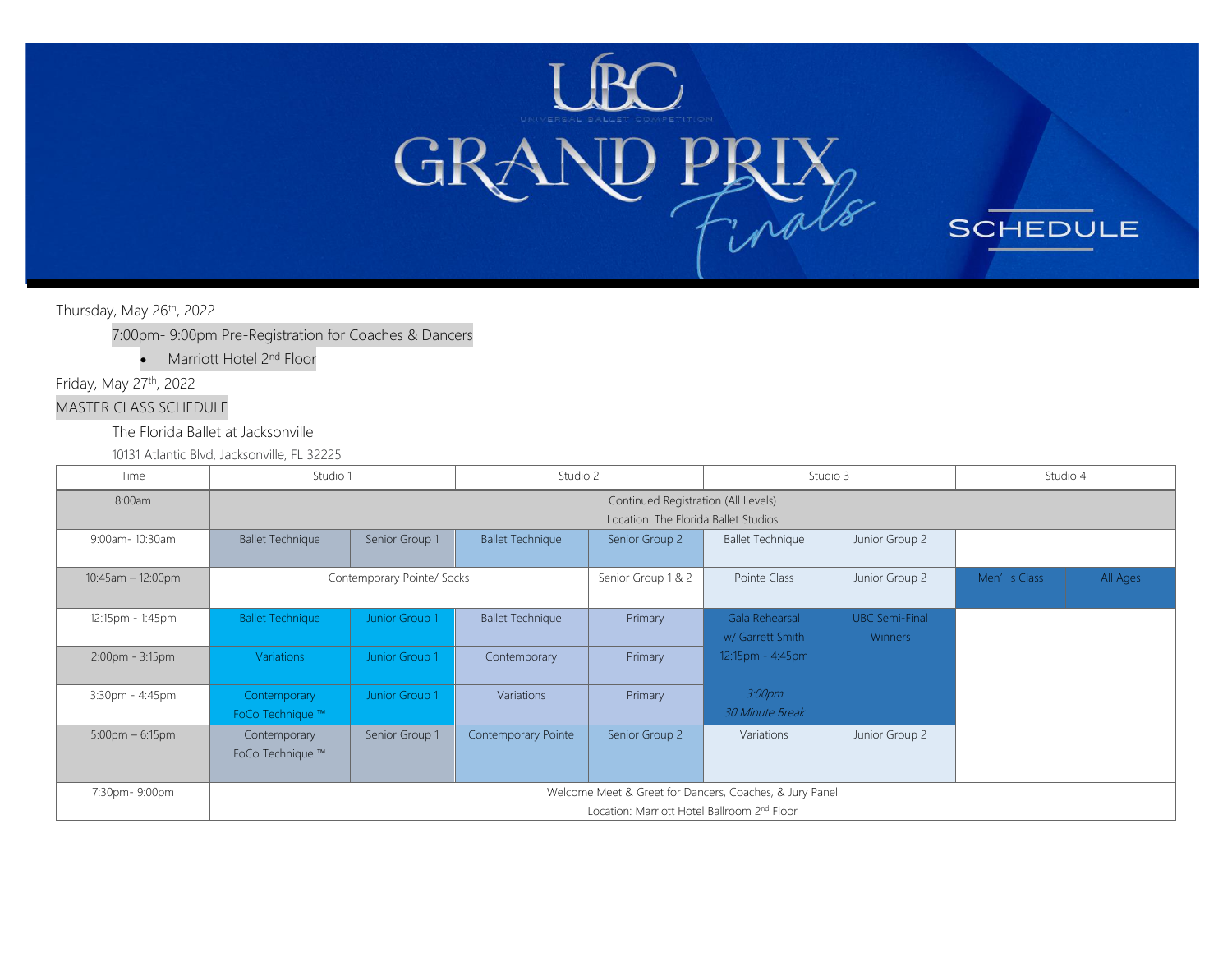# UBC Grand Prix Finals

## SCHEDULE

Thursday, May 26th, 2022

7:00pm- 9:00pm Pre-Registration for Coaches & Dancers

- Marriott Hotel 2nd Floor

Friday, May 27th, 2022

MASTER CLASS SCHEDULE

The Florida Ballet at Jacksonville

10131 Atlantic Blvd, Jacksonville, FL 32225

| Time | Studio 1 | | Studio 2 | | Studio 3 | | Studio 4 | |
|---|---|---|---|---|---|---|---|---|
| 8:00am | Continued Registration (All Levels) Location: The Florida Ballet Studios | | | | | | | |
| 9:00am- 10:30am | Ballet Technique | Senior Group 1 | Ballet Technique | Senior Group 2 | Ballet Technique | Junior Group 2 | | |
| 10:45am – 12:00pm | Contemporary Pointe/ Socks | | | Senior Group 1 & 2 | Pointe Class | Junior Group 2 | Men's Class | All Ages |
| 12:15pm - 1:45pm | Ballet Technique | Junior Group 1 | Ballet Technique | Primary | Gala Rehearsal w/ Garrett Smith 12:15pm - 4:45pm *3:00pm 30 Minute Break* | UBC Semi-Final Winners | | |
| 2:00pm - 3:15pm | Variations | Junior Group 1 | Contemporary | Primary | | | | |
| 3:30pm - 4:45pm | Contemporary FoCo Technique ™ | Junior Group 1 | Variations | Primary | | | | |
| 5:00pm – 6:15pm | Contemporary FoCo Technique ™ | Senior Group 1 | Contemporary Pointe | Senior Group 2 | Variations | Junior Group 2 | | |
| 7:30pm- 9:00pm | Welcome Meet & Greet for Dancers, Coaches, & Jury Panel Location: Marriott Hotel Ballroom 2nd Floor | | | | | | | |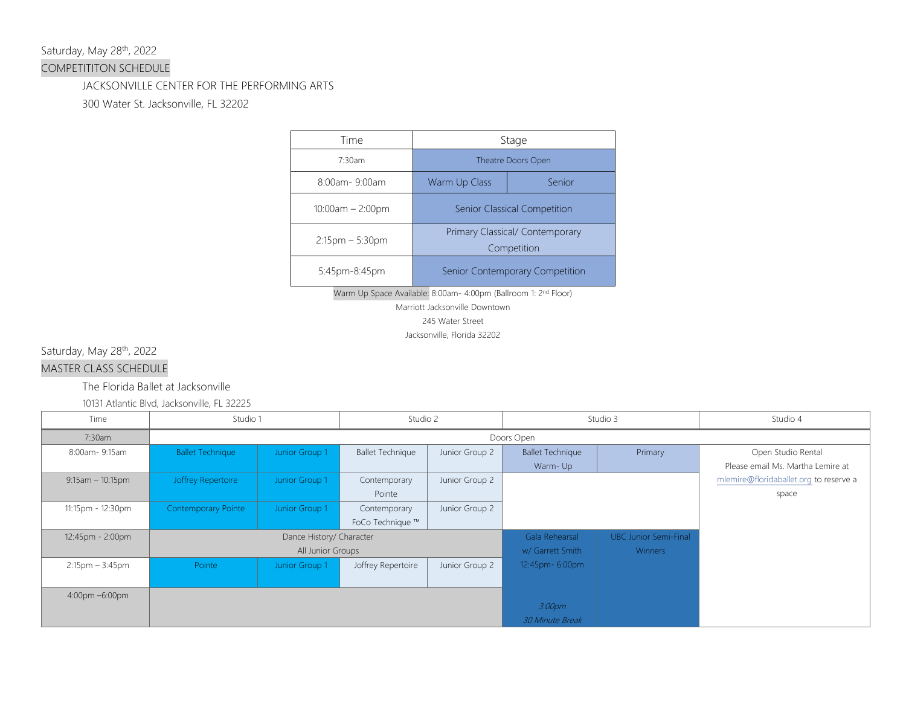Saturday, May 28th, 2022

COMPETITITON SCHEDULE

JACKSONVILLE CENTER FOR THE PERFORMING ARTS

300 Water St. Jacksonville, FL 32202

| Time | Stage | |
|---|---|---|
| 7:30am | Theatre Doors Open | |
| 8:00am- 9:00am | Warm Up Class | Senior |
| 10:00am – 2:00pm | Senior Classical Competition | |
| 2:15pm – 5:30pm | Primary Classical/ Contemporary Competition | |
| 5:45pm-8:45pm | Senior Contemporary Competition | |

Warm Up Space Available: 8:00am- 4:00pm (Ballroom 1: 2nd Floor)

Marriott Jacksonville Downtown

245 Water Street

Jacksonville, Florida 32202

Saturday, May 28th, 2022

MASTER CLASS SCHEDULE

The Florida Ballet at Jacksonville

10131 Atlantic Blvd, Jacksonville, FL 32225

| Time | Studio 1 | | Studio 2 | | Studio 3 | | Studio 4 |
|---|---|---|---|---|---|---|---|
| 7:30am | Doors Open | | | | | | |
| 8:00am- 9:15am | Ballet Technique | Junior Group 1 | Ballet Technique | Junior Group 2 | Ballet Technique Warm- Up | Primary | Open Studio Rental Please email Ms. Martha Lemire at mlemire@floridaballet.org to reserve a space |
| 9:15am – 10:15pm | Joffrey Repertoire | Junior Group 1 | Contemporary Pointe | Junior Group 2 | | | |
| 11:15pm - 12:30pm | Contemporary Pointe | Junior Group 1 | Contemporary FoCo Technique ™ | Junior Group 2 | | | |
| 12:45pm - 2:00pm | Dance History/ Character All Junior Groups | | | | Gala Rehearsal w/ Garrett Smith 12:45pm- 6:00pm *3:00pm 30 Minute Break* | UBC Junior Semi-Final Winners | |
| 2:15pm – 3:45pm | Pointe | Junior Group 1 | Joffrey Repertoire | Junior Group 2 | | | |
| 4:00pm –6:00pm | | | | | | | |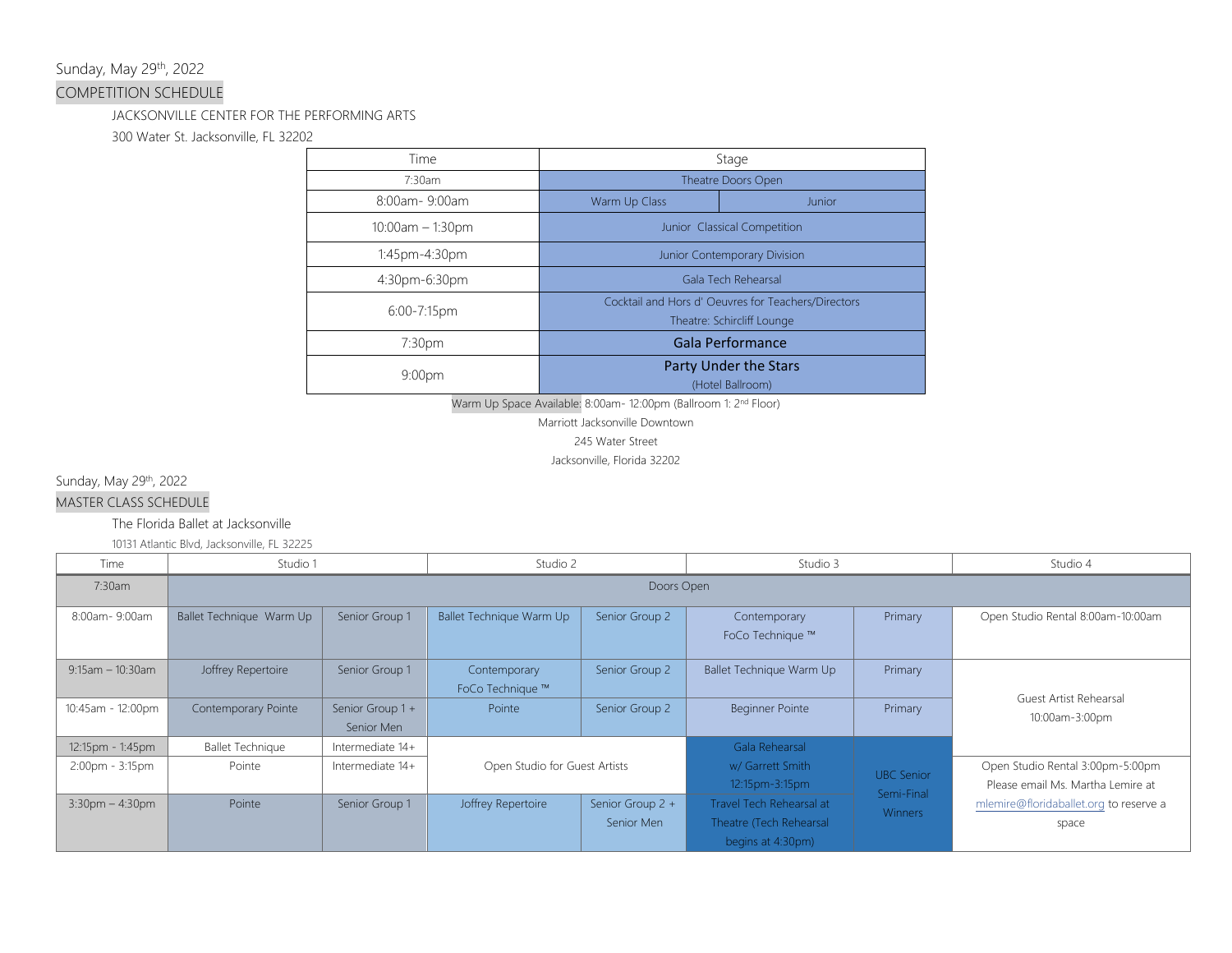Sunday, May 29th, 2022

## COMPETITION SCHEDULE

JACKSONVILLE CENTER FOR THE PERFORMING ARTS

300 Water St. Jacksonville, FL 32202

| Time | Stage | |
|---|---|---|
| 7:30am | Theatre Doors Open | |
| 8:00am- 9:00am | Warm Up Class | Junior |
| 10:00am – 1:30pm | Junior Classical Competition | |
| 1:45pm-4:30pm | Junior Contemporary Division | |
| 4:30pm-6:30pm | Gala Tech Rehearsal | |
| 6:00-7:15pm | Cocktail and Hors d' Oeuvres for Teachers/Directors<br>Theatre: Schircliff Lounge | |
| 7:30pm | **Gala Performance** | |
| 9:00pm | **Party Under the Stars**<br>(Hotel Ballroom) | |

Warm Up Space Available: 8:00am- 12:00pm (Ballroom 1: 2nd Floor)

Marriott Jacksonville Downtown

245 Water Street

Jacksonville, Florida 32202

Sunday, May 29th, 2022

## MASTER CLASS SCHEDULE

The Florida Ballet at Jacksonville

10131 Atlantic Blvd, Jacksonville, FL 32225

| Time | Studio 1 | | Studio 2 | | Studio 3 | | Studio 4 |
|---|---|---|---|---|---|---|---|
| 7:30am | Doors Open | | | | | | |
| 8:00am- 9:00am | Ballet Technique Warm Up | Senior Group 1 | Ballet Technique Warm Up | Senior Group 2 | Contemporary FoCo Technique ™ | Primary | Open Studio Rental 8:00am-10:00am |
| 9:15am – 10:30am | Joffrey Repertoire | Senior Group 1 | Contemporary FoCo Technique ™ | Senior Group 2 | Ballet Technique Warm Up | Primary | Guest Artist Rehearsal 10:00am-3:00pm |
| 10:45am - 12:00pm | Contemporary Pointe | Senior Group 1 + Senior Men | Pointe | Senior Group 2 | Beginner Pointe | Primary | |
| 12:15pm - 1:45pm | Ballet Technique | Intermediate 14+ | Open Studio for Guest Artists | | Gala Rehearsal w/ Garrett Smith 12:15pm-3:15pm | UBC Senior Semi-Final Winners | |
| 2:00pm - 3:15pm | Pointe | Intermediate 14+ | | | | | Open Studio Rental 3:00pm-5:00pm Please email Ms. Martha Lemire at mlemire@floridaballet.org to reserve a space |
| 3:30pm – 4:30pm | Pointe | Senior Group 1 | Joffrey Repertoire | Senior Group 2 + Senior Men | Travel Tech Rehearsal at Theatre (Tech Rehearsal begins at 4:30pm) | | |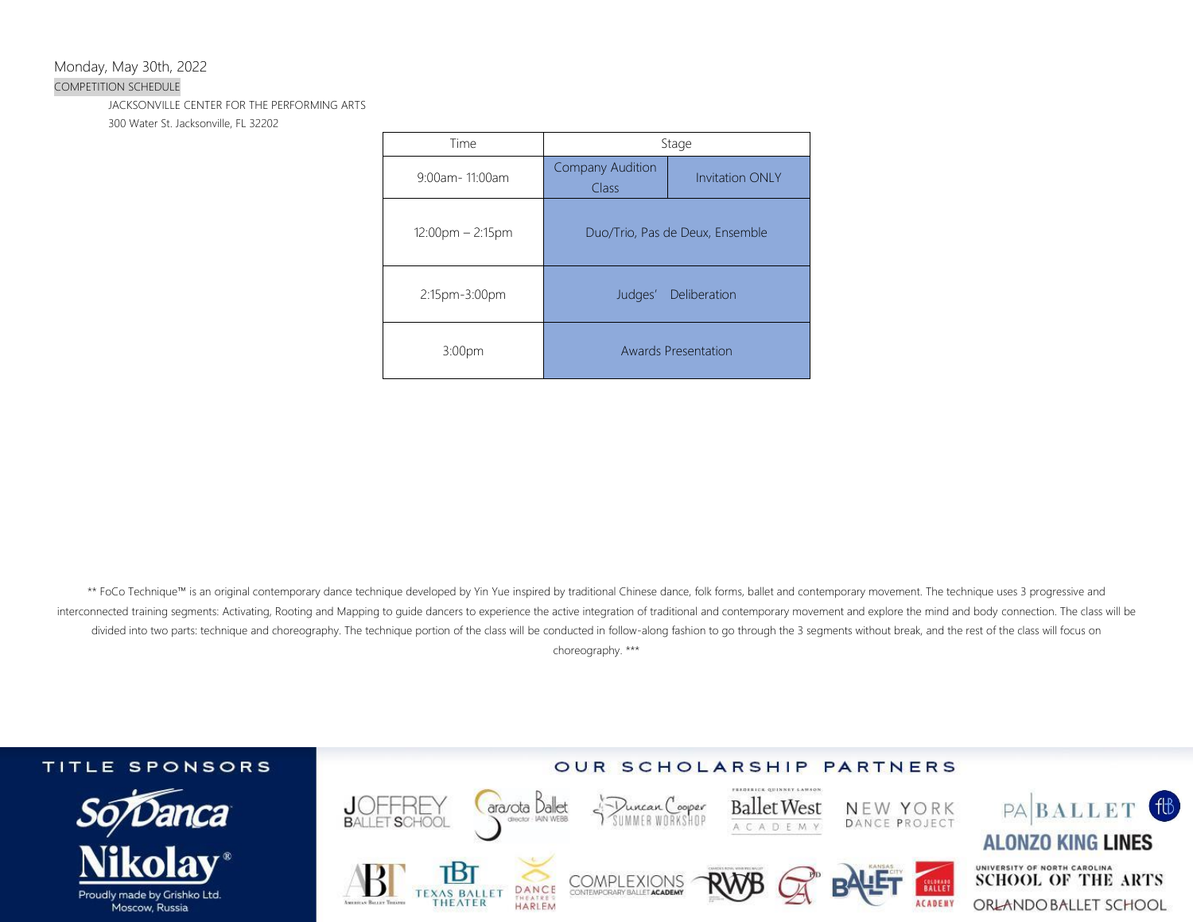Monday, May 30th, 2022

COMPETITION SCHEDULE

JACKSONVILLE CENTER FOR THE PERFORMING ARTS

300 Water St. Jacksonville, FL 32202

| Time | Stage | |
|---|---|---|
| 9:00am- 11:00am | Company Audition Class | Invitation ONLY |
| 12:00pm – 2:15pm | Duo/Trio, Pas de Deux, Ensemble | |
| 2:15pm-3:00pm | Judges' Deliberation | |
| 3:00pm | Awards Presentation | |

** FoCo Technique™ is an original contemporary dance technique developed by Yin Yue inspired by traditional Chinese dance, folk forms, ballet and contemporary movement. The technique uses 3 progressive and interconnected training segments: Activating, Rooting and Mapping to guide dancers to experience the active integration of traditional and contemporary movement and explore the mind and body connection. The class will be divided into two parts: technique and choreography. The technique portion of the class will be conducted in follow-along fashion to go through the 3 segments without break, and the rest of the class will focus on choreography. ***

TITLE SPONSORS

So Danca

Nikolay® Proudly made by Grishko Ltd. Moscow, Russia

OUR SCHOLARSHIP PARTNERS

Joffrey Ballet School, Sarasota Ballet (director: Iain Webb), Duncan Cooper Summer Workshop, Frederick Quinney Lawson Ballet West Academy, New York Dance Project, PA Ballet, Alonzo King Lines, American Ballet Theatre, Texas Ballet Theater, Dance Theatre of Harlem, Complexions Contemporary Ballet Academy, RWB, Kansas City Ballet, Colorado Ballet Academy, University of North Carolina School of the Arts, Orlando Ballet School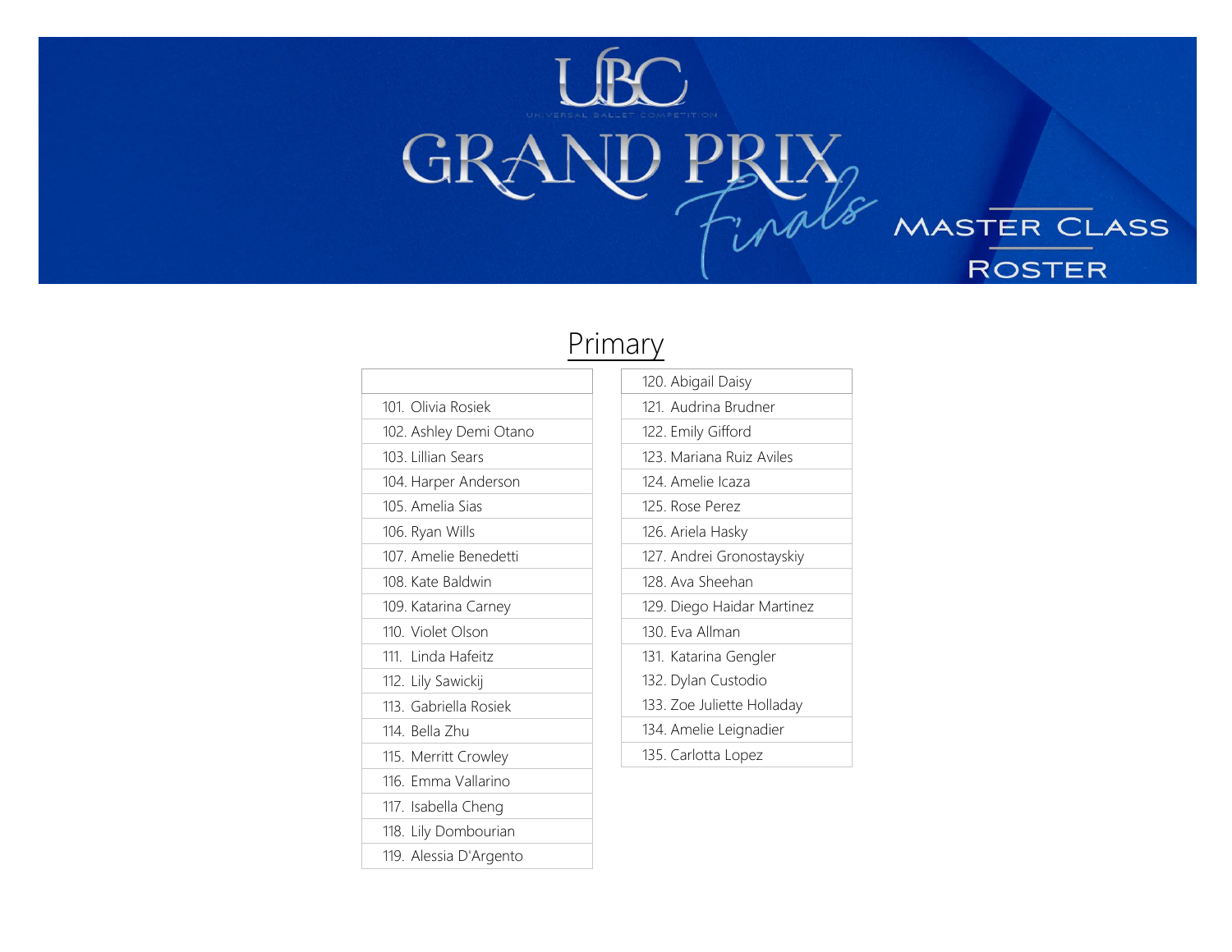# UBC Universal Ballet Competition Grand Prix Finals

## Master Class Roster

## Primary

| |
|---|
| 101. Olivia Rosiek |
| 102. Ashley Demi Otano |
| 103. Lillian Sears |
| 104. Harper Anderson |
| 105. Amelia Sias |
| 106. Ryan Wills |
| 107. Amelie Benedetti |
| 108. Kate Baldwin |
| 109. Katarina Carney |
| 110. Violet Olson |
| 111. Linda Hafeitz |
| 112. Lily Sawickij |
| 113. Gabriella Rosiek |
| 114. Bella Zhu |
| 115. Merritt Crowley |
| 116. Emma Vallarino |
| 117. Isabella Cheng |
| 118. Lily Dombourian |
| 119. Alessia D'Argento |

| 120. Abigail Daisy |
|---|
| 121. Audrina Brudner |
| 122. Emily Gifford |
| 123. Mariana Ruiz Aviles |
| 124. Amelie Icaza |
| 125. Rose Perez |
| 126. Ariela Hasky |
| 127. Andrei Gronostayskiy |
| 128. Ava Sheehan |
| 129. Diego Haidar Martinez |
| 130. Eva Allman |
| 131. Katarina Gengler |
| 132. Dylan Custodio |
| 133. Zoe Juliette Holladay |
| 134. Amelie Leignadier |
| 135. Carlotta Lopez |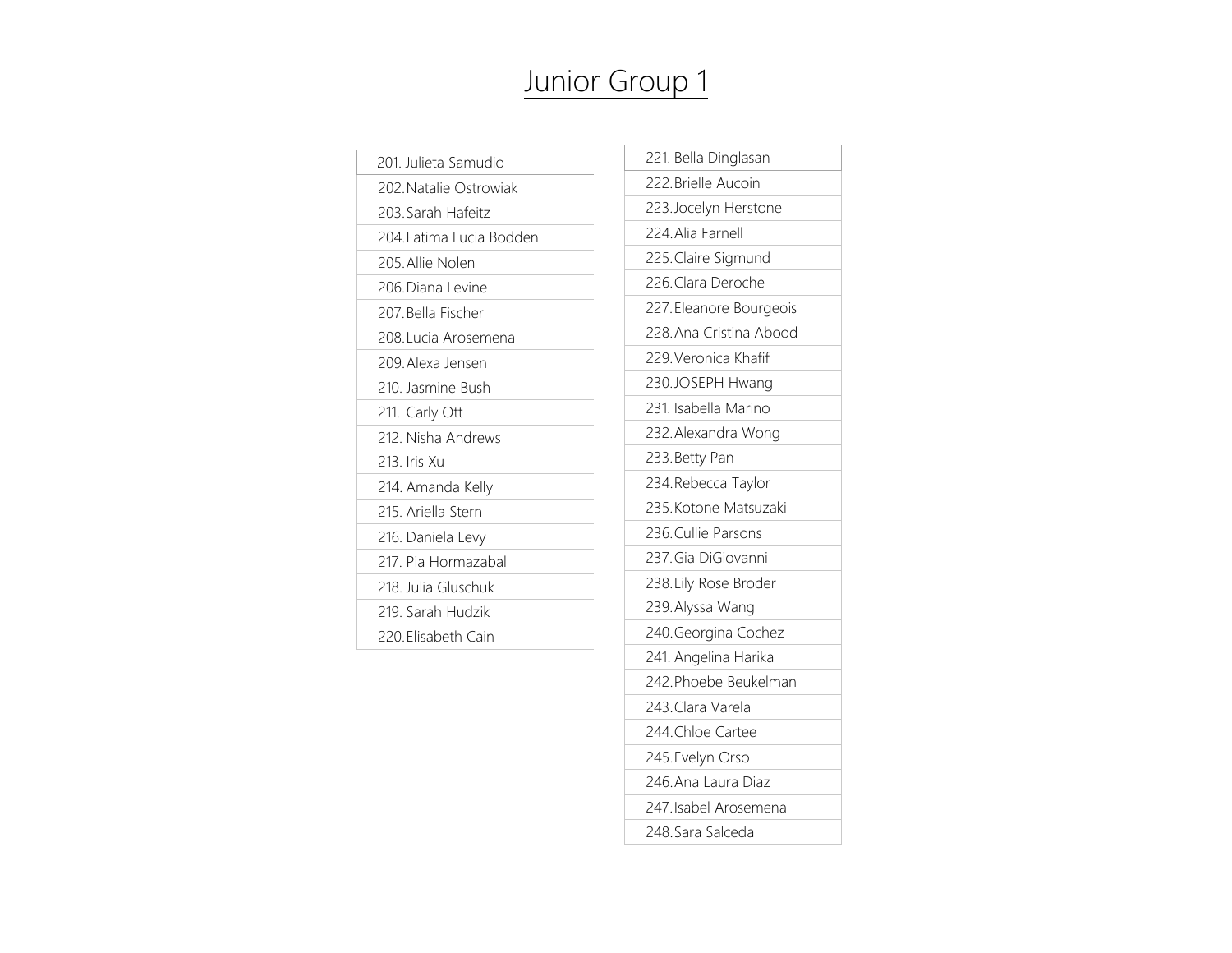# Junior Group 1

| |
|---|
| 201. Julieta Samudio |
| 202. Natalie Ostrowiak |
| 203. Sarah Hafeitz |
| 204. Fatima Lucia Bodden |
| 205. Allie Nolen |
| 206. Diana Levine |
| 207. Bella Fischer |
| 208. Lucia Arosemena |
| 209. Alexa Jensen |
| 210. Jasmine Bush |
| 211. Carly Ott |
| 212. Nisha Andrews |
| 213. Iris Xu |
| 214. Amanda Kelly |
| 215. Ariella Stern |
| 216. Daniela Levy |
| 217. Pia Hormazabal |
| 218. Julia Gluschuk |
| 219. Sarah Hudzik |
| 220. Elisabeth Cain |

| |
|---|
| 221. Bella Dinglasan |
| 222. Brielle Aucoin |
| 223. Jocelyn Herstone |
| 224. Alia Farnell |
| 225. Claire Sigmund |
| 226. Clara Deroche |
| 227. Eleanore Bourgeois |
| 228. Ana Cristina Abood |
| 229. Veronica Khafif |
| 230. JOSEPH Hwang |
| 231. Isabella Marino |
| 232. Alexandra Wong |
| 233. Betty Pan |
| 234. Rebecca Taylor |
| 235. Kotone Matsuzaki |
| 236. Cullie Parsons |
| 237. Gia DiGiovanni |
| 238. Lily Rose Broder |
| 239. Alyssa Wang |
| 240. Georgina Cochez |
| 241. Angelina Harika |
| 242. Phoebe Beukelman |
| 243. Clara Varela |
| 244. Chloe Cartee |
| 245. Evelyn Orso |
| 246. Ana Laura Diaz |
| 247. Isabel Arosemena |
| 248. Sara Salceda |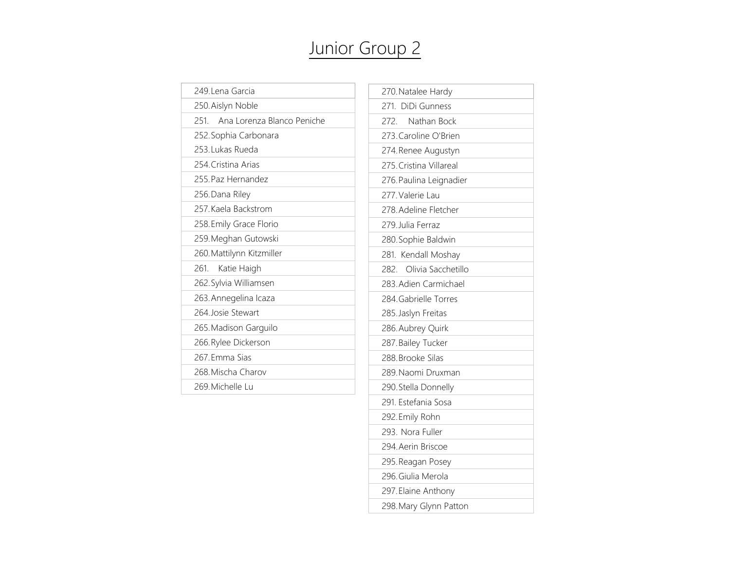# Junior Group 2

249. Lena Garcia
250. Aislyn Noble
251. Ana Lorenza Blanco Peniche
252. Sophia Carbonara
253. Lukas Rueda
254. Cristina Arias
255. Paz Hernandez
256. Dana Riley
257. Kaela Backstrom
258. Emily Grace Florio
259. Meghan Gutowski
260. Mattilynn Kitzmiller
261. Katie Haigh
262. Sylvia Williamsen
263. Annegelina Icaza
264. Josie Stewart
265. Madison Garguilo
266. Rylee Dickerson
267. Emma Sias
268. Mischa Charov
269. Michelle Lu
270. Natalee Hardy
271. DiDi Gunness
272. Nathan Bock
273. Caroline O'Brien
274. Renee Augustyn
275. Cristina Villareal
276. Paulina Leignadier
277. Valerie Lau
278. Adeline Fletcher
279. Julia Ferraz
280. Sophie Baldwin
281. Kendall Moshay
282. Olivia Sacchetillo
283. Adien Carmichael
284. Gabrielle Torres
285. Jaslyn Freitas
286. Aubrey Quirk
287. Bailey Tucker
288. Brooke Silas
289. Naomi Druxman
290. Stella Donnelly
291. Estefania Sosa
292. Emily Rohn
293. Nora Fuller
294. Aerin Briscoe
295. Reagan Posey
296. Giulia Merola
297. Elaine Anthony
298. Mary Glynn Patton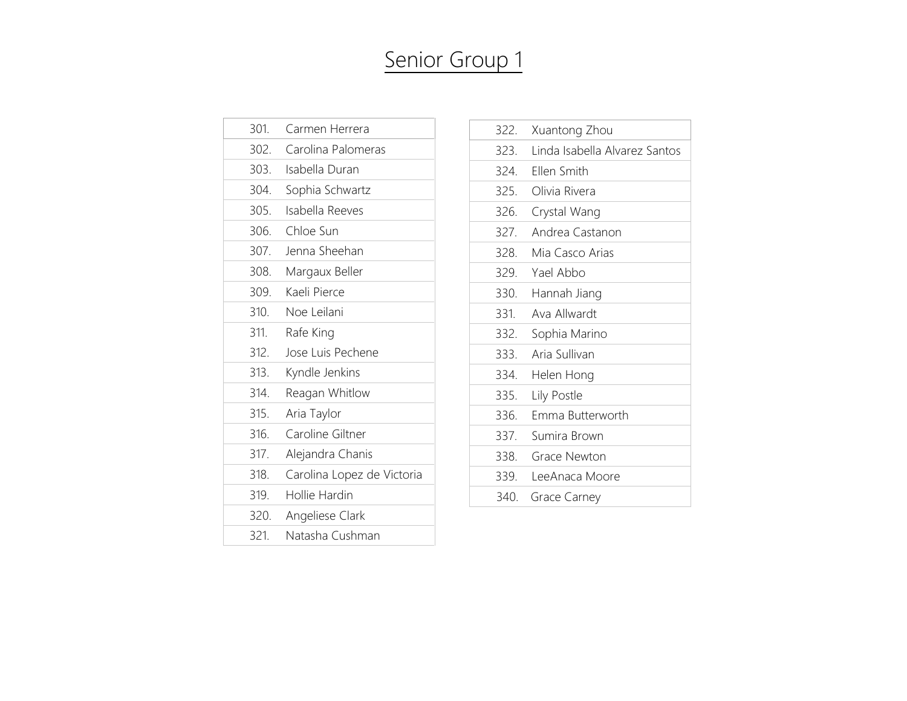# Senior Group 1

| | |
|---|---|
| 301. | Carmen Herrera |
| 302. | Carolina Palomeras |
| 303. | Isabella Duran |
| 304. | Sophia Schwartz |
| 305. | Isabella Reeves |
| 306. | Chloe Sun |
| 307. | Jenna Sheehan |
| 308. | Margaux Beller |
| 309. | Kaeli Pierce |
| 310. | Noe Leilani |
| 311. | Rafe King |
| 312. | Jose Luis Pechene |
| 313. | Kyndle Jenkins |
| 314. | Reagan Whitlow |
| 315. | Aria Taylor |
| 316. | Caroline Giltner |
| 317. | Alejandra Chanis |
| 318. | Carolina Lopez de Victoria |
| 319. | Hollie Hardin |
| 320. | Angeliese Clark |
| 321. | Natasha Cushman |

| | |
|---|---|
| 322. | Xuantong Zhou |
| 323. | Linda Isabella Alvarez Santos |
| 324. | Ellen Smith |
| 325. | Olivia Rivera |
| 326. | Crystal Wang |
| 327. | Andrea Castanon |
| 328. | Mia Casco Arias |
| 329. | Yael Abbo |
| 330. | Hannah Jiang |
| 331. | Ava Allwardt |
| 332. | Sophia Marino |
| 333. | Aria Sullivan |
| 334. | Helen Hong |
| 335. | Lily Postle |
| 336. | Emma Butterworth |
| 337. | Sumira Brown |
| 338. | Grace Newton |
| 339. | LeeAnaca Moore |
| 340. | Grace Carney |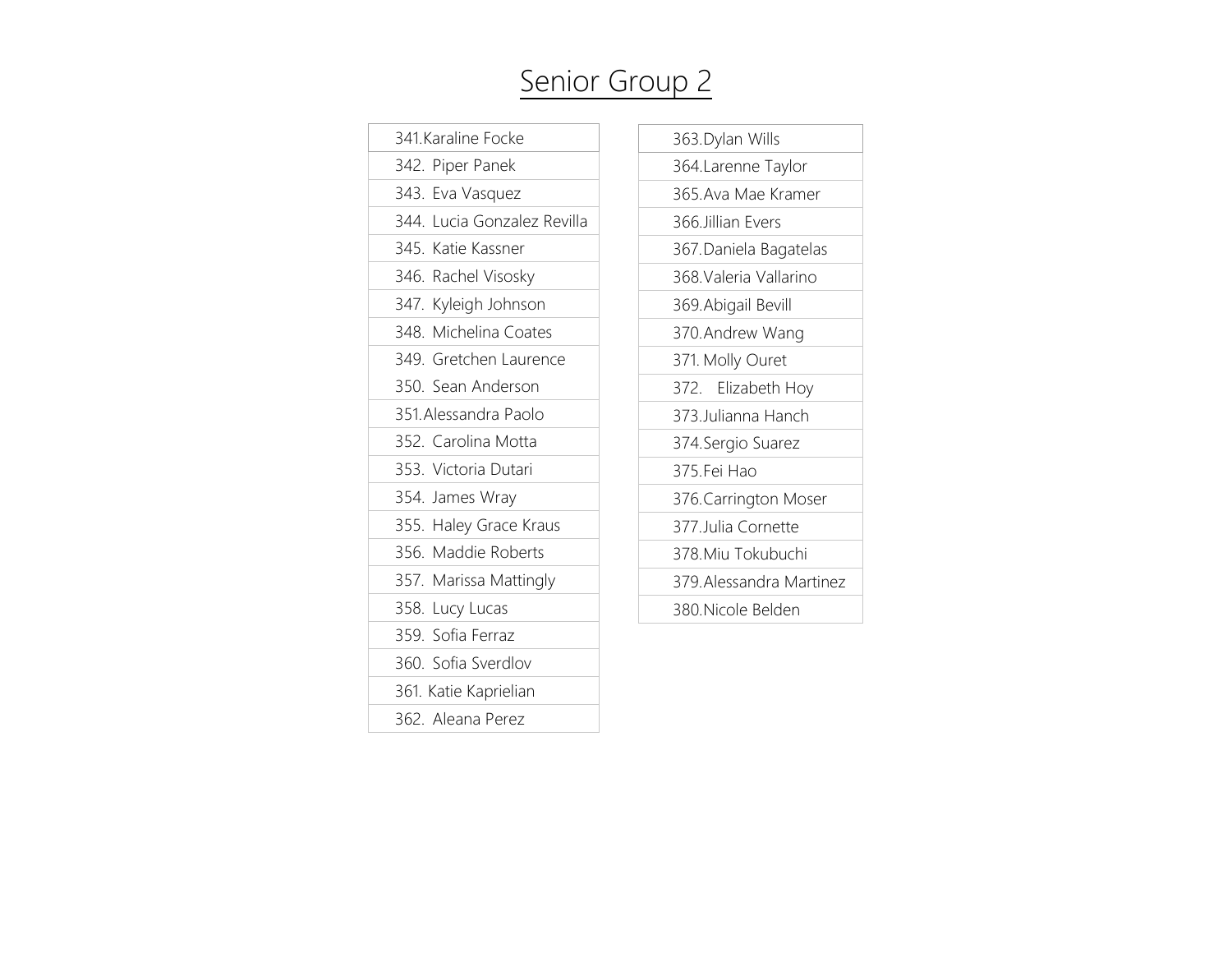# Senior Group 2

| |
|---|
| 341.Karaline Focke |
| 342. Piper Panek |
| 343. Eva Vasquez |
| 344. Lucia Gonzalez Revilla |
| 345. Katie Kassner |
| 346. Rachel Visosky |
| 347. Kyleigh Johnson |
| 348. Michelina Coates |
| 349. Gretchen Laurence |
| 350. Sean Anderson |
| 351.Alessandra Paolo |
| 352. Carolina Motta |
| 353. Victoria Dutari |
| 354. James Wray |
| 355. Haley Grace Kraus |
| 356. Maddie Roberts |
| 357. Marissa Mattingly |
| 358. Lucy Lucas |
| 359. Sofia Ferraz |
| 360. Sofia Sverdlov |
| 361. Katie Kaprielian |
| 362. Aleana Perez |

| |
|---|
| 363.Dylan Wills |
| 364.Larenne Taylor |
| 365.Ava Mae Kramer |
| 366.Jillian Evers |
| 367.Daniela Bagatelas |
| 368.Valeria Vallarino |
| 369.Abigail Bevill |
| 370.Andrew Wang |
| 371. Molly Ouret |
| 372. Elizabeth Hoy |
| 373.Julianna Hanch |
| 374.Sergio Suarez |
| 375.Fei Hao |
| 376.Carrington Moser |
| 377.Julia Cornette |
| 378.Miu Tokubuchi |
| 379.Alessandra Martinez |
| 380.Nicole Belden |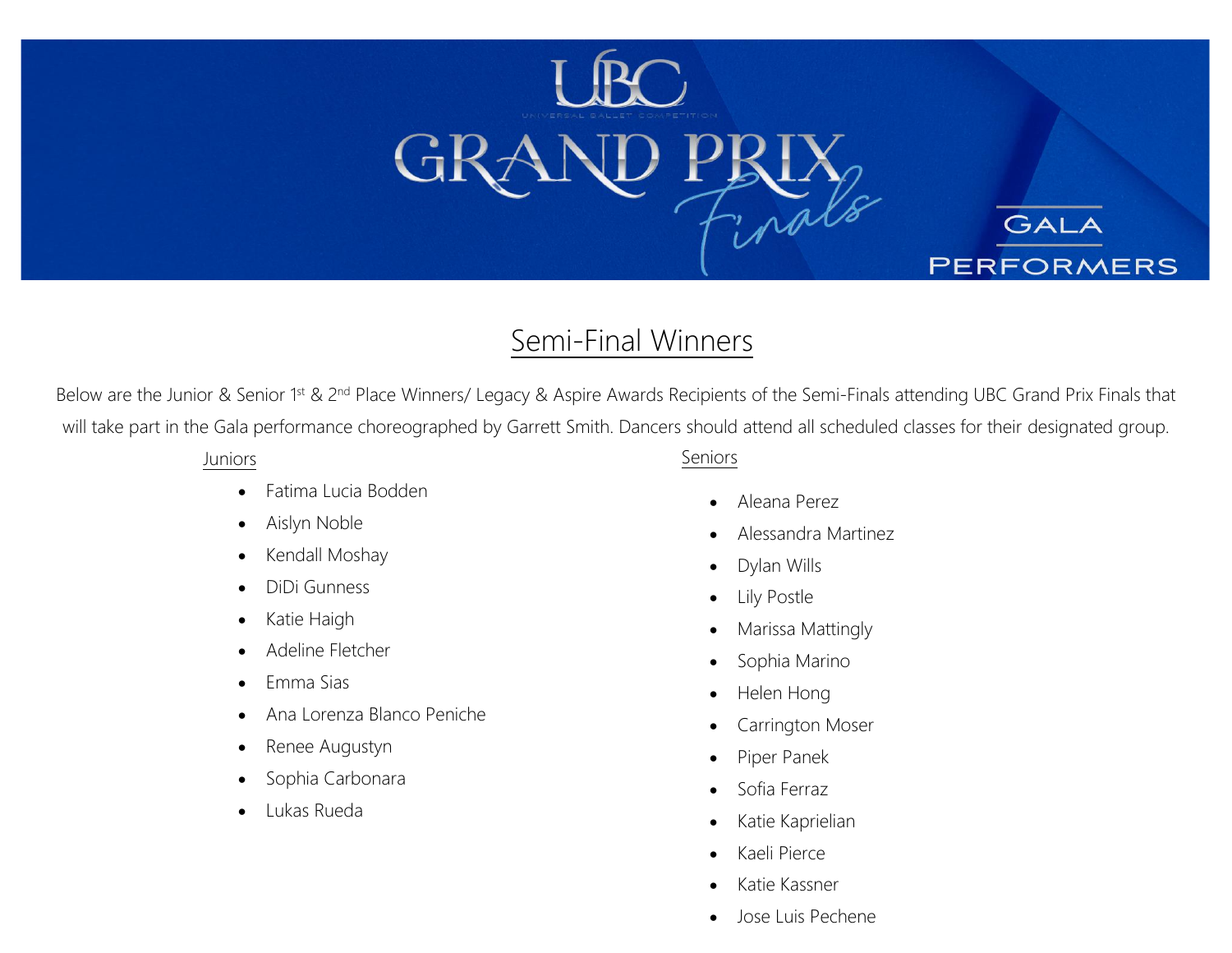# UBC GRAND PRIX Finals

UNIVERSAL BALLET COMPETITION

GALA PERFORMERS

## Semi-Final Winners

Below are the Junior & Senior 1st & 2nd Place Winners/ Legacy & Aspire Awards Recipients of the Semi-Finals attending UBC Grand Prix Finals that will take part in the Gala performance choreographed by Garrett Smith. Dancers should attend all scheduled classes for their designated group.

Juniors

- Fatima Lucia Bodden
- Aislyn Noble
- Kendall Moshay
- DiDi Gunness
- Katie Haigh
- Adeline Fletcher
- Emma Sias
- Ana Lorenza Blanco Peniche
- Renee Augustyn
- Sophia Carbonara
- Lukas Rueda

Seniors

- Aleana Perez
- Alessandra Martinez
- Dylan Wills
- Lily Postle
- Marissa Mattingly
- Sophia Marino
- Helen Hong
- Carrington Moser
- Piper Panek
- Sofia Ferraz
- Katie Kaprielian
- Kaeli Pierce
- Katie Kassner
- Jose Luis Pechene